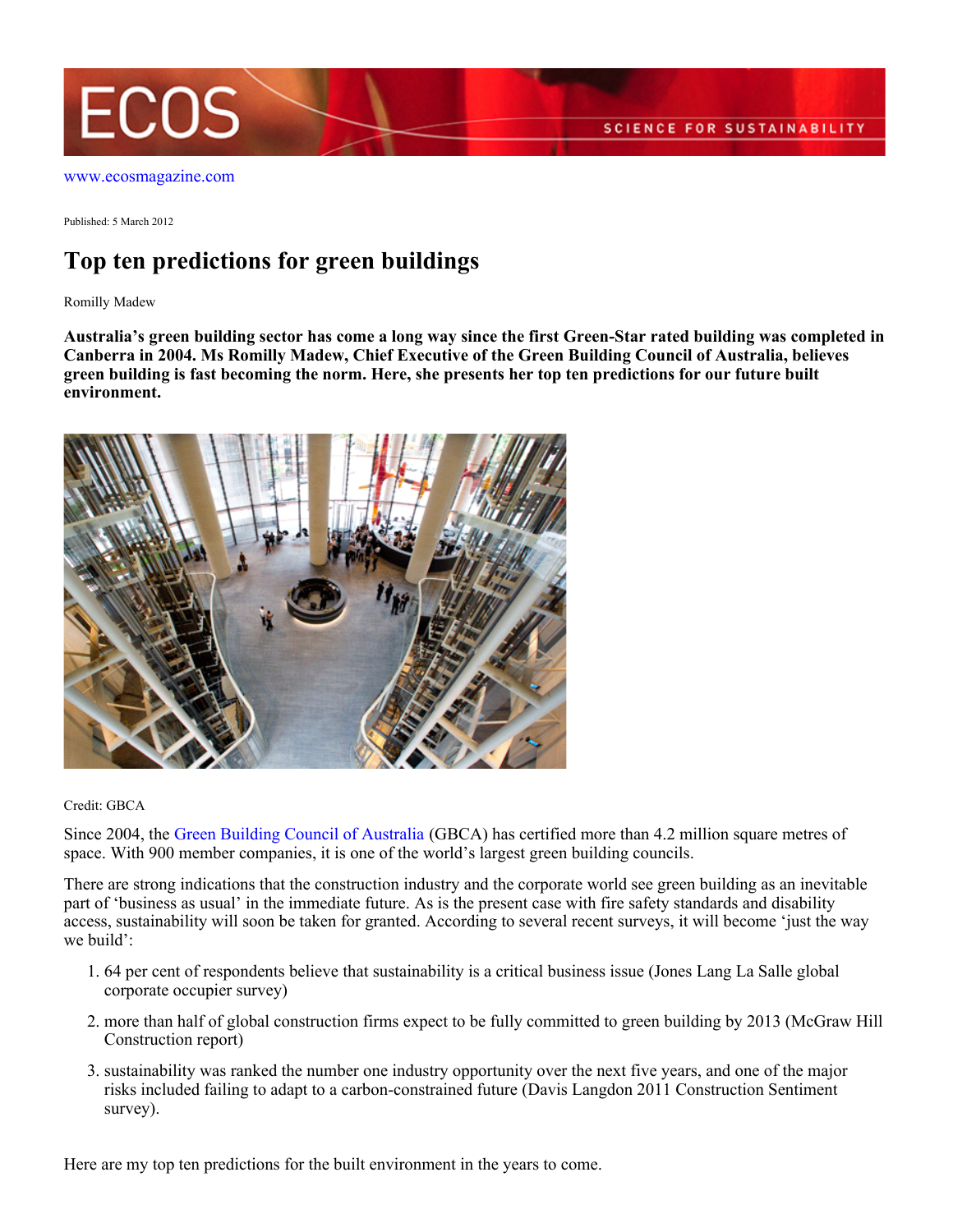www.ecosmagazine.com

Published: 5 March 2012

# Top ten predictions for green buildings

Romilly Madew

**Australia's green building sector has come a long way since the first Green-Star rated building was completed in Canberra in 2004. Ms Romilly Madew, Chief Executive of the Green Building Council of Australia, believes green building is fast becoming the norm. Here, she presents her top ten predictions for our future built environment.**

Credit: GBCA

Since 2004, the Green Building Council of Australia (GBCA) has certified more than 4.2 million square metres of space. With 900 member companies, it is one of the world's largest green building councils.

There are strong indications that the construction industry and the corporate world see green building as an inevitable part of 'business as usual' in the immediate future. As is the present case with fire safety standards and disability access, sustainability will soon be taken for granted. According to several recent surveys, it will become 'just the way we build':

1. 64 per cent of respondents believe that sustainability is a critical business issue (Jones Lang La Salle global corporate occupier survey)
2. more than half of global construction firms expect to be fully committed to green building by 2013 (McGraw Hill Construction report)
3. sustainability was ranked the number one industry opportunity over the next five years, and one of the major risks included failing to adapt to a carbon-constrained future (Davis Langdon 2011 Construction Sentiment survey).

Here are my top ten predictions for the built environment in the years to come.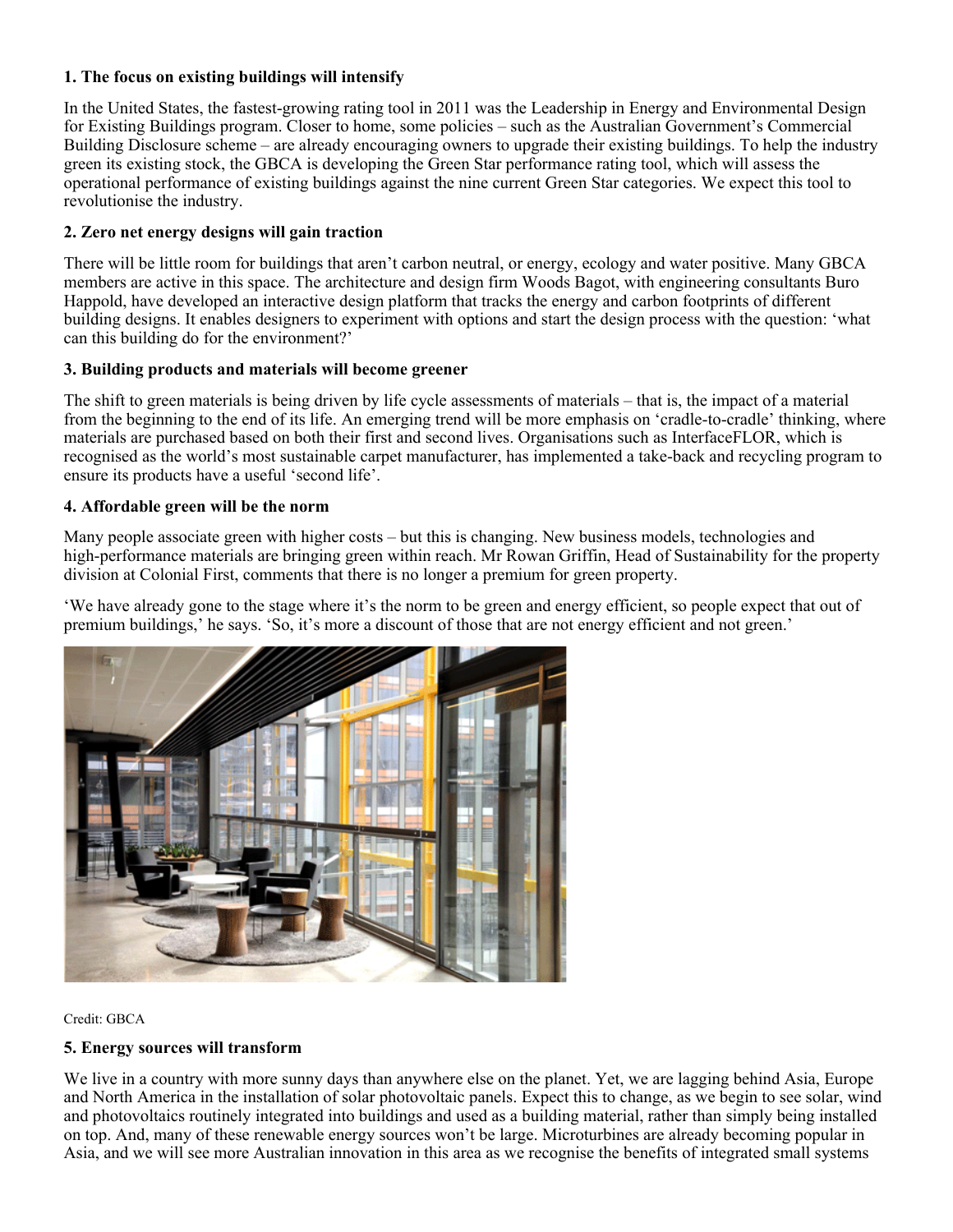**1. The focus on existing buildings will intensify**

In the United States, the fastest-growing rating tool in 2011 was the Leadership in Energy and Environmental Design for Existing Buildings program. Closer to home, some policies – such as the Australian Government's Commercial Building Disclosure scheme – are already encouraging owners to upgrade their existing buildings. To help the industry green its existing stock, the GBCA is developing the Green Star performance rating tool, which will assess the operational performance of existing buildings against the nine current Green Star categories. We expect this tool to revolutionise the industry.

**2. Zero net energy designs will gain traction**

There will be little room for buildings that aren't carbon neutral, or energy, ecology and water positive. Many GBCA members are active in this space. The architecture and design firm Woods Bagot, with engineering consultants Buro Happold, have developed an interactive design platform that tracks the energy and carbon footprints of different building designs. It enables designers to experiment with options and start the design process with the question: 'what can this building do for the environment?'

**3. Building products and materials will become greener**

The shift to green materials is being driven by life cycle assessments of materials – that is, the impact of a material from the beginning to the end of its life. An emerging trend will be more emphasis on 'cradle-to-cradle' thinking, where materials are purchased based on both their first and second lives. Organisations such as InterfaceFLOR, which is recognised as the world's most sustainable carpet manufacturer, has implemented a take-back and recycling program to ensure its products have a useful 'second life'.

**4. Affordable green will be the norm**

Many people associate green with higher costs – but this is changing. New business models, technologies and high-performance materials are bringing green within reach. Mr Rowan Griffin, Head of Sustainability for the property division at Colonial First, comments that there is no longer a premium for green property.

'We have already gone to the stage where it's the norm to be green and energy efficient, so people expect that out of premium buildings,' he says. 'So, it's more a discount of those that are not energy efficient and not green.'

Credit: GBCA

**5. Energy sources will transform**

We live in a country with more sunny days than anywhere else on the planet. Yet, we are lagging behind Asia, Europe and North America in the installation of solar photovoltaic panels. Expect this to change, as we begin to see solar, wind and photovoltaics routinely integrated into buildings and used as a building material, rather than simply being installed on top. And, many of these renewable energy sources won't be large. Microturbines are already becoming popular in Asia, and we will see more Australian innovation in this area as we recognise the benefits of integrated small systems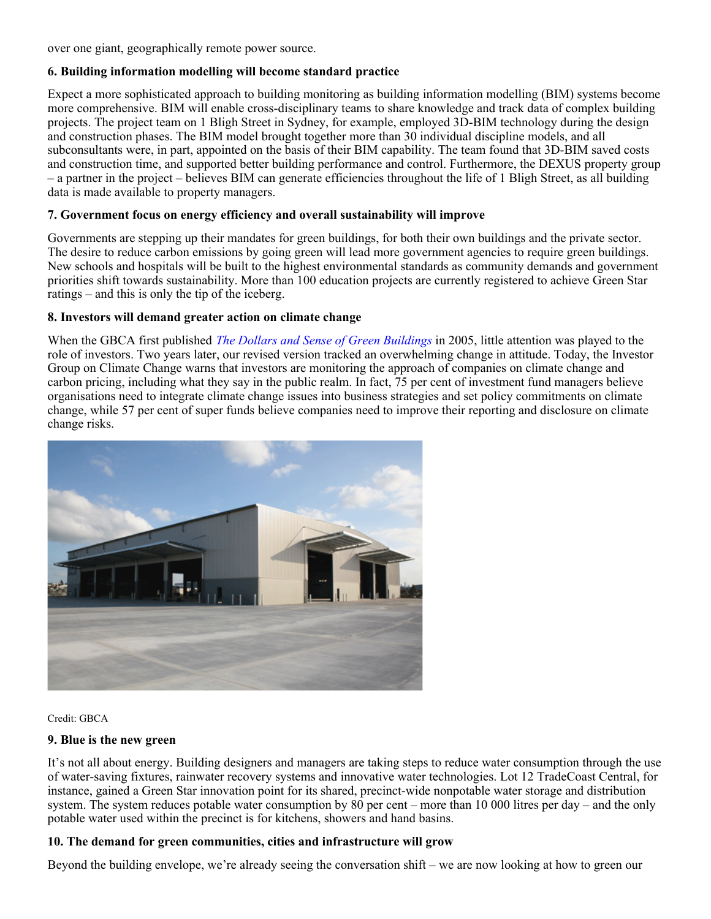over one giant, geographically remote power source.

### 6. Building information modelling will become standard practice

Expect a more sophisticated approach to building monitoring as building information modelling (BIM) systems become more comprehensive. BIM will enable cross-disciplinary teams to share knowledge and track data of complex building projects. The project team on 1 Bligh Street in Sydney, for example, employed 3D-BIM technology during the design and construction phases. The BIM model brought together more than 30 individual discipline models, and all subconsultants were, in part, appointed on the basis of their BIM capability. The team found that 3D-BIM saved costs and construction time, and supported better building performance and control. Furthermore, the DEXUS property group – a partner in the project – believes BIM can generate efficiencies throughout the life of 1 Bligh Street, as all building data is made available to property managers.

### 7. Government focus on energy efficiency and overall sustainability will improve

Governments are stepping up their mandates for green buildings, for both their own buildings and the private sector. The desire to reduce carbon emissions by going green will lead more government agencies to require green buildings. New schools and hospitals will be built to the highest environmental standards as community demands and government priorities shift towards sustainability. More than 100 education projects are currently registered to achieve Green Star ratings – and this is only the tip of the iceberg.

### 8. Investors will demand greater action on climate change

When the GBCA first published *The Dollars and Sense of Green Buildings* in 2005, little attention was played to the role of investors. Two years later, our revised version tracked an overwhelming change in attitude. Today, the Investor Group on Climate Change warns that investors are monitoring the approach of companies on climate change and carbon pricing, including what they say in the public realm. In fact, 75 per cent of investment fund managers believe organisations need to integrate climate change issues into business strategies and set policy commitments on climate change, while 57 per cent of super funds believe companies need to improve their reporting and disclosure on climate change risks.

Credit: GBCA

### 9. Blue is the new green

It's not all about energy. Building designers and managers are taking steps to reduce water consumption through the use of water-saving fixtures, rainwater recovery systems and innovative water technologies. Lot 12 TradeCoast Central, for instance, gained a Green Star innovation point for its shared, precinct-wide nonpotable water storage and distribution system. The system reduces potable water consumption by 80 per cent – more than 10 000 litres per day – and the only potable water used within the precinct is for kitchens, showers and hand basins.

### 10. The demand for green communities, cities and infrastructure will grow

Beyond the building envelope, we're already seeing the conversation shift – we are now looking at how to green our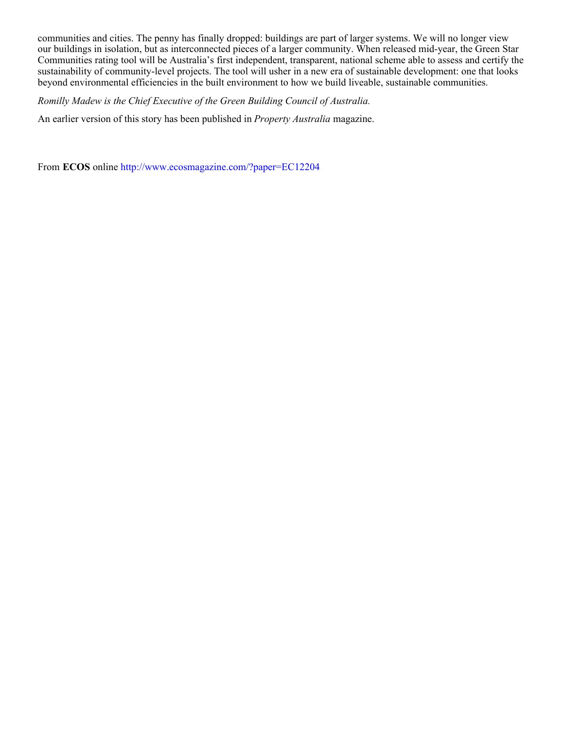communities and cities. The penny has finally dropped: buildings are part of larger systems. We will no longer view our buildings in isolation, but as interconnected pieces of a larger community. When released mid-year, the Green Star Communities rating tool will be Australia's first independent, transparent, national scheme able to assess and certify the sustainability of community-level projects. The tool will usher in a new era of sustainable development: one that looks beyond environmental efficiencies in the built environment to how we build liveable, sustainable communities.

*Romilly Madew is the Chief Executive of the Green Building Council of Australia.*

An earlier version of this story has been published in *Property Australia* magazine.

From **ECOS** online http://www.ecosmagazine.com/?paper=EC12204